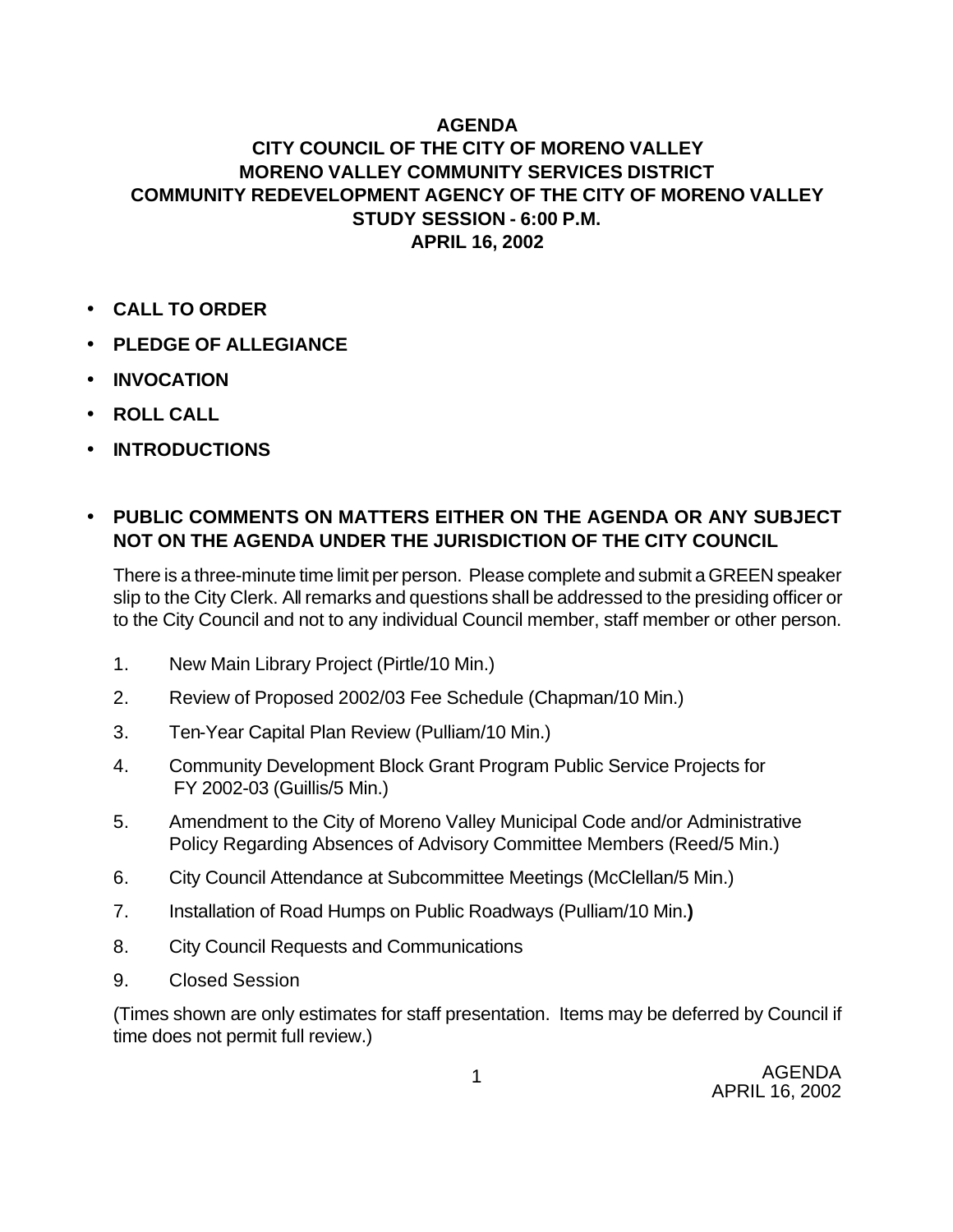# AGENDA
## CITY COUNCIL OF THE CITY OF MORENO VALLEY
## MORENO VALLEY COMMUNITY SERVICES DISTRICT
## COMMUNITY REDEVELOPMENT AGENCY OF THE CITY OF MORENO VALLEY
## STUDY SESSION - 6:00 P.M.
## APRIL 16, 2002

- **CALL TO ORDER**
- **PLEDGE OF ALLEGIANCE**
- **INVOCATION**
- **ROLL CALL**
- **INTRODUCTIONS**

- **PUBLIC COMMENTS ON MATTERS EITHER ON THE AGENDA OR ANY SUBJECT NOT ON THE AGENDA UNDER THE JURISDICTION OF THE CITY COUNCIL**

  There is a three-minute time limit per person. Please complete and submit a GREEN speaker slip to the City Clerk. All remarks and questions shall be addressed to the presiding officer or to the City Council and not to any individual Council member, staff member or other person.

1. New Main Library Project (Pirtle/10 Min.)
2. Review of Proposed 2002/03 Fee Schedule (Chapman/10 Min.)
3. Ten-Year Capital Plan Review (Pulliam/10 Min.)
4. Community Development Block Grant Program Public Service Projects for FY 2002-03 (Guillis/5 Min.)
5. Amendment to the City of Moreno Valley Municipal Code and/or Administrative Policy Regarding Absences of Advisory Committee Members (Reed/5 Min.)
6. City Council Attendance at Subcommittee Meetings (McClellan/5 Min.)
7. Installation of Road Humps on Public Roadways (Pulliam/10 Min.**)**
8. City Council Requests and Communications
9. Closed Session

(Times shown are only estimates for staff presentation. Items may be deferred by Council if time does not permit full review.)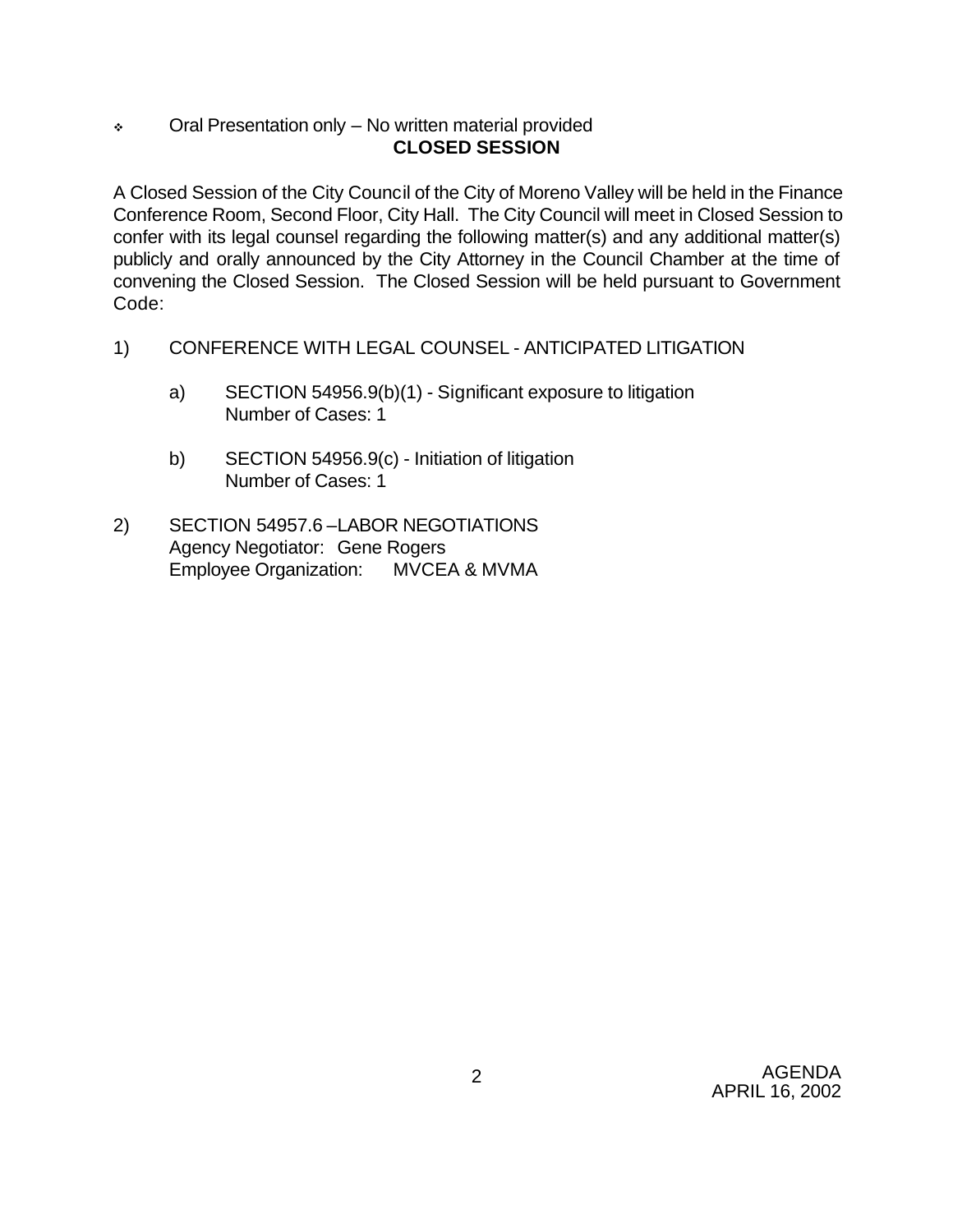- ❖ Oral Presentation only – No written material provided

## CLOSED SESSION

A Closed Session of the City Council of the City of Moreno Valley will be held in the Finance Conference Room, Second Floor, City Hall. The City Council will meet in Closed Session to confer with its legal counsel regarding the following matter(s) and any additional matter(s) publicly and orally announced by the City Attorney in the Council Chamber at the time of convening the Closed Session. The Closed Session will be held pursuant to Government Code:

1) CONFERENCE WITH LEGAL COUNSEL - ANTICIPATED LITIGATION

   a) SECTION 54956.9(b)(1) - Significant exposure to litigation
      Number of Cases: 1

   b) SECTION 54956.9(c) - Initiation of litigation
      Number of Cases: 1

2) SECTION 54957.6 –LABOR NEGOTIATIONS
   Agency Negotiator: Gene Rogers
   Employee Organization: MVCEA & MVMA